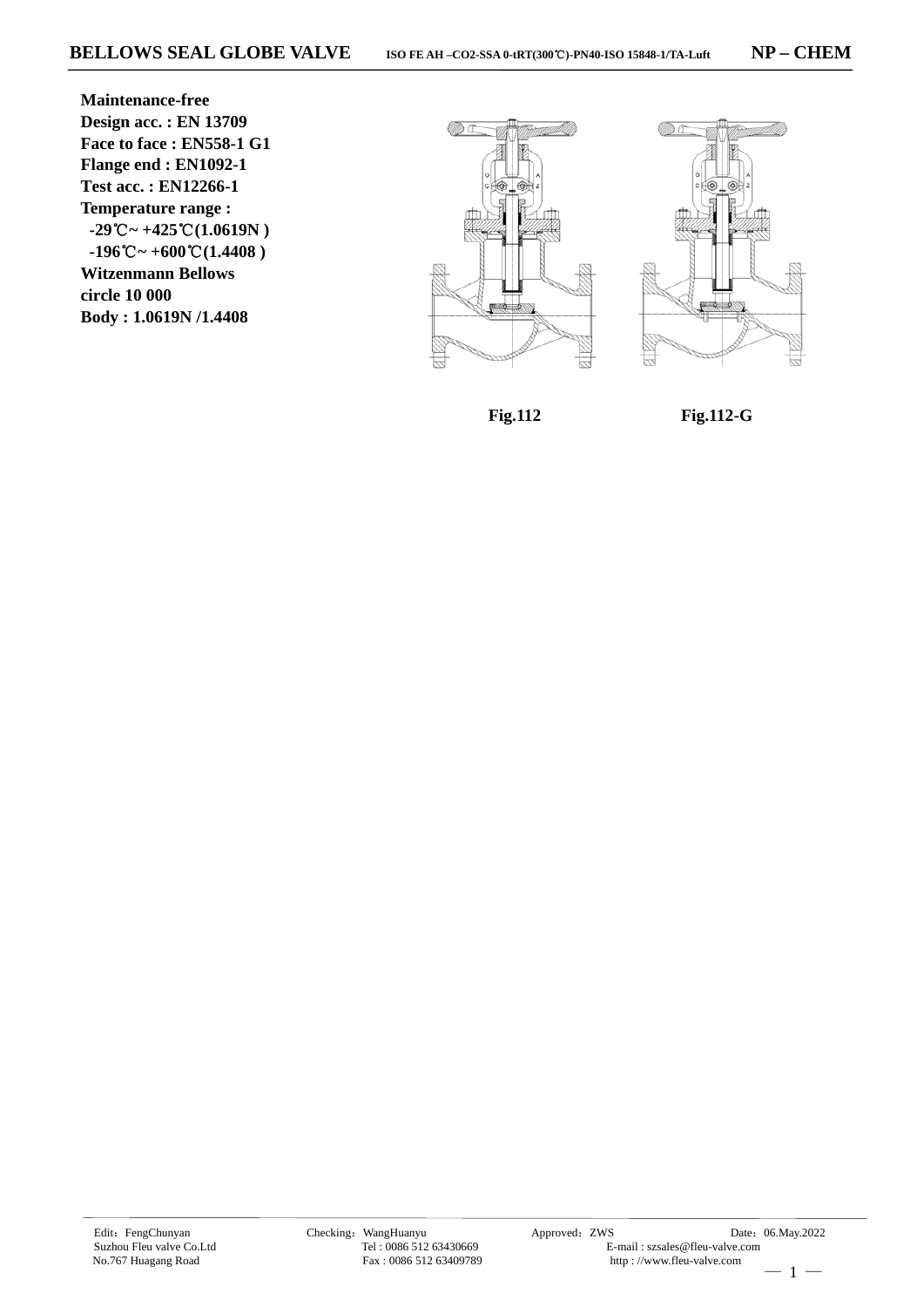# BELLOWS SEAL GLOBE VALVE

ISO FE AH –CO2-SSA 0-tRT(300℃)-PN40-ISO 15848-1/TA-Luft

**NP – CHEM**

**Maintenance-free**
**Design acc. : EN 13709**
**Face to face : EN558-1 G1**
**Flange end : EN1092-1**
**Test acc. : EN12266-1**
**Temperature range :**
**-29℃~ +425℃(1.0619N )**
**-196℃~ +600℃(1.4408 )**
**Witzenmann Bellows**
**circle 10 000**
**Body : 1.0619N /1.4408**

**Fig.112** **Fig.112-G**

Edit：FengChunyan Checking：WangHuanyu Approved：ZWS Date：06.May.2022
Suzhou Fleu valve Co.Ltd Tel : 0086 512 63430669 E-mail : szsales@fleu-valve.com
No.767 Huagang Road Fax : 0086 512 63409789 http : //www.fleu-valve.com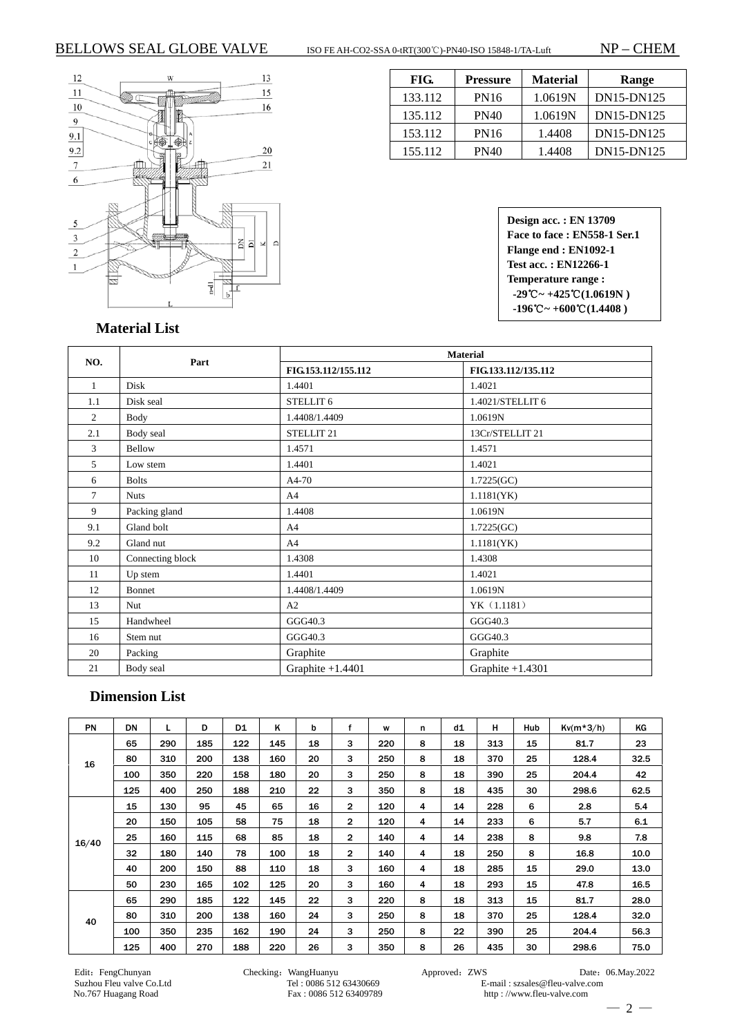# BELLOWS SEAL GLOBE VALVE

ISO FE AH-CO2-SSA 0-tRT(300℃)-PN40-ISO 15848-1/TA-Luft

NP – CHEM

| FIG. | Pressure | Material | Range |
|---|---|---|---|
| 133.112 | PN16 | 1.0619N | DN15-DN125 |
| 135.112 | PN40 | 1.0619N | DN15-DN125 |
| 153.112 | PN16 | 1.4408 | DN15-DN125 |
| 155.112 | PN40 | 1.4408 | DN15-DN125 |

**Design acc. : EN 13709**
**Face to face : EN558-1 Ser.1**
**Flange end : EN1092-1**
**Test acc. : EN12266-1**
**Temperature range :**
**-29℃~ +425℃(1.0619N )**
**-196℃~ +600℃(1.4408 )**

## Material List

| NO. | Part | Material | |
|---|---|---|---|
| | | FIG.153.112/155.112 | FIG.133.112/135.112 |
| 1 | Disk | 1.4401 | 1.4021 |
| 1.1 | Disk seal | STELLIT 6 | 1.4021/STELLIT 6 |
| 2 | Body | 1.4408/1.4409 | 1.0619N |
| 2.1 | Body seal | STELLIT 21 | 13Cr/STELLIT 21 |
| 3 | Bellow | 1.4571 | 1.4571 |
| 5 | Low stem | 1.4401 | 1.4021 |
| 6 | Bolts | A4-70 | 1.7225(GC) |
| 7 | Nuts | A4 | 1.1181(YK) |
| 9 | Packing gland | 1.4408 | 1.0619N |
| 9.1 | Gland bolt | A4 | 1.7225(GC) |
| 9.2 | Gland nut | A4 | 1.1181(YK) |
| 10 | Connecting block | 1.4308 | 1.4308 |
| 11 | Up stem | 1.4401 | 1.4021 |
| 12 | Bonnet | 1.4408/1.4409 | 1.0619N |
| 13 | Nut | A2 | YK（1.1181） |
| 15 | Handwheel | GGG40.3 | GGG40.3 |
| 16 | Stem nut | GGG40.3 | GGG40.3 |
| 20 | Packing | Graphite | Graphite |
| 21 | Body seal | Graphite +1.4401 | Graphite +1.4301 |

## Dimension List

| PN | DN | L | D | D1 | K | b | f | w | n | d1 | H | Hub | Kv(m*3/h) | KG |
|---|---|---|---|---|---|---|---|---|---|---|---|---|---|---|
| 16 | 65 | 290 | 185 | 122 | 145 | 18 | 3 | 220 | 8 | 18 | 313 | 15 | 81.7 | 23 |
| | 80 | 310 | 200 | 138 | 160 | 20 | 3 | 250 | 8 | 18 | 370 | 25 | 128.4 | 32.5 |
| | 100 | 350 | 220 | 158 | 180 | 20 | 3 | 250 | 8 | 18 | 390 | 25 | 204.4 | 42 |
| | 125 | 400 | 250 | 188 | 210 | 22 | 3 | 350 | 8 | 18 | 435 | 30 | 298.6 | 62.5 |
| 16/40 | 15 | 130 | 95 | 45 | 65 | 16 | 2 | 120 | 4 | 14 | 228 | 6 | 2.8 | 5.4 |
| | 20 | 150 | 105 | 58 | 75 | 18 | 2 | 120 | 4 | 14 | 233 | 6 | 5.7 | 6.1 |
| | 25 | 160 | 115 | 68 | 85 | 18 | 2 | 140 | 4 | 14 | 238 | 8 | 9.8 | 7.8 |
| | 32 | 180 | 140 | 78 | 100 | 18 | 2 | 140 | 4 | 18 | 250 | 8 | 16.8 | 10.0 |
| | 40 | 200 | 150 | 88 | 110 | 18 | 3 | 160 | 4 | 18 | 285 | 15 | 29.0 | 13.0 |
| | 50 | 230 | 165 | 102 | 125 | 20 | 3 | 160 | 4 | 18 | 293 | 15 | 47.8 | 16.5 |
| 40 | 65 | 290 | 185 | 122 | 145 | 22 | 3 | 220 | 8 | 18 | 313 | 15 | 81.7 | 28.0 |
| | 80 | 310 | 200 | 138 | 160 | 24 | 3 | 250 | 8 | 18 | 370 | 25 | 128.4 | 32.0 |
| | 100 | 350 | 235 | 162 | 190 | 24 | 3 | 250 | 8 | 22 | 390 | 25 | 204.4 | 56.3 |
| | 125 | 400 | 270 | 188 | 220 | 26 | 3 | 350 | 8 | 26 | 435 | 30 | 298.6 | 75.0 |

Edit：FengChunyan　　Checking：WangHuanyu　　Approved：ZWS　　Date：06.May.2022

Suzhou Fleu valve Co.Ltd　　Tel : 0086 512 63430669　　E-mail : szsales@fleu-valve.com

No.767 Huagang Road　　Fax : 0086 512 63409789　　http : //www.fleu-valve.com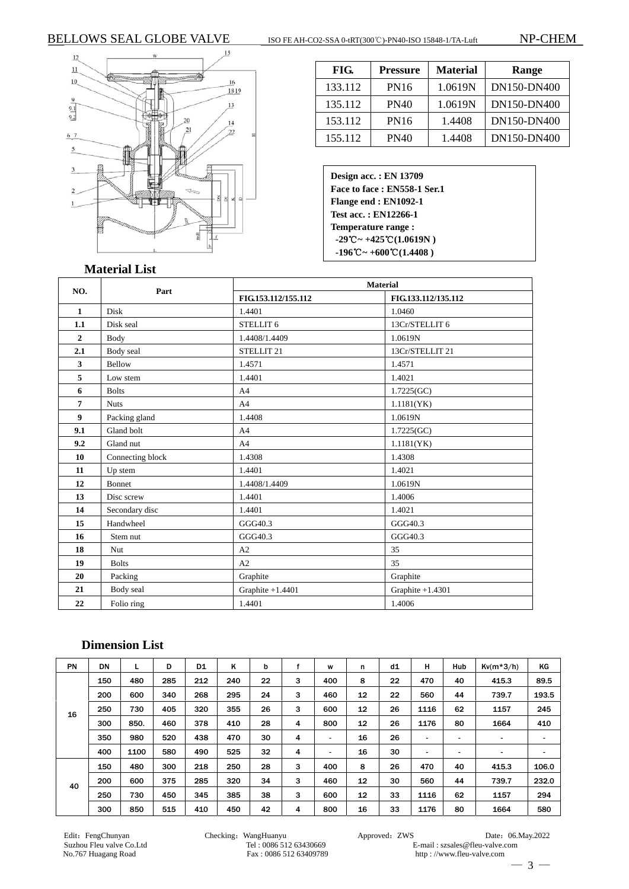BELLOWS SEAL GLOBE VALVE ISO FE AH-CO2-SSA 0-tRT(300℃)-PN40-ISO 15848-1/TA-Luft NP-CHEM

| FIG. | Pressure | Material | Range |
|---|---|---|---|
| 133.112 | PN16 | 1.0619N | DN150-DN400 |
| 135.112 | PN40 | 1.0619N | DN150-DN400 |
| 153.112 | PN16 | 1.4408 | DN150-DN400 |
| 155.112 | PN40 | 1.4408 | DN150-DN400 |

**Design acc. : EN 13709**
**Face to face : EN558-1 Ser.1**
**Flange end : EN1092-1**
**Test acc. : EN12266-1**
**Temperature range :**
**-29℃~ +425℃(1.0619N )**
**-196℃~ +600℃(1.4408 )**

## Material List

| NO. | Part | Material | |
|---|---|---|---|
| | | FIG.153.112/155.112 | FIG.133.112/135.112 |
| 1 | Disk | 1.4401 | 1.0460 |
| 1.1 | Disk seal | STELLIT 6 | 13Cr/STELLIT 6 |
| 2 | Body | 1.4408/1.4409 | 1.0619N |
| 2.1 | Body seal | STELLIT 21 | 13Cr/STELLIT 21 |
| 3 | Bellow | 1.4571 | 1.4571 |
| 5 | Low stem | 1.4401 | 1.4021 |
| 6 | Bolts | A4 | 1.7225(GC) |
| 7 | Nuts | A4 | 1.1181(YK) |
| 9 | Packing gland | 1.4408 | 1.0619N |
| 9.1 | Gland bolt | A4 | 1.7225(GC) |
| 9.2 | Gland nut | A4 | 1.1181(YK) |
| 10 | Connecting block | 1.4308 | 1.4308 |
| 11 | Up stem | 1.4401 | 1.4021 |
| 12 | Bonnet | 1.4408/1.4409 | 1.0619N |
| 13 | Disc screw | 1.4401 | 1.4006 |
| 14 | Secondary disc | 1.4401 | 1.4021 |
| 15 | Handwheel | GGG40.3 | GGG40.3 |
| 16 | Stem nut | GGG40.3 | GGG40.3 |
| 18 | Nut | A2 | 35 |
| 19 | Bolts | A2 | 35 |
| 20 | Packing | Graphite | Graphite |
| 21 | Body seal | Graphite +1.4401 | Graphite +1.4301 |
| 22 | Folio ring | 1.4401 | 1.4006 |

## Dimension List

| PN | DN | L | D | D1 | K | b | f | w | n | d1 | H | Hub | Kv(m*3/h) | KG |
|---|---|---|---|---|---|---|---|---|---|---|---|---|---|---|
| 16 | 150 | 480 | 285 | 212 | 240 | 22 | 3 | 400 | 8 | 22 | 470 | 40 | 415.3 | 89.5 |
| | 200 | 600 | 340 | 268 | 295 | 24 | 3 | 460 | 12 | 22 | 560 | 44 | 739.7 | 193.5 |
| | 250 | 730 | 405 | 320 | 355 | 26 | 3 | 600 | 12 | 26 | 1116 | 62 | 1157 | 245 |
| | 300 | 850. | 460 | 378 | 410 | 28 | 4 | 800 | 12 | 26 | 1176 | 80 | 1664 | 410 |
| | 350 | 980 | 520 | 438 | 470 | 30 | 4 | - | 16 | 26 | - | - | - | - |
| | 400 | 1100 | 580 | 490 | 525 | 32 | 4 | - | 16 | 30 | - | - | - | - |
| 40 | 150 | 480 | 300 | 218 | 250 | 28 | 3 | 400 | 8 | 26 | 470 | 40 | 415.3 | 106.0 |
| | 200 | 600 | 375 | 285 | 320 | 34 | 3 | 460 | 12 | 30 | 560 | 44 | 739.7 | 232.0 |
| | 250 | 730 | 450 | 345 | 385 | 38 | 3 | 600 | 12 | 33 | 1116 | 62 | 1157 | 294 |
| | 300 | 850 | 515 | 410 | 450 | 42 | 4 | 800 | 16 | 33 | 1176 | 80 | 1664 | 580 |

Edit：FengChunyan Checking：WangHuanyu Approved：ZWS Date：06.May.2022
Suzhou Fleu valve Co.Ltd Tel : 0086 512 63430669 E-mail : szsales@fleu-valve.com
No.767 Huagang Road Fax : 0086 512 63409789 http : //www.fleu-valve.com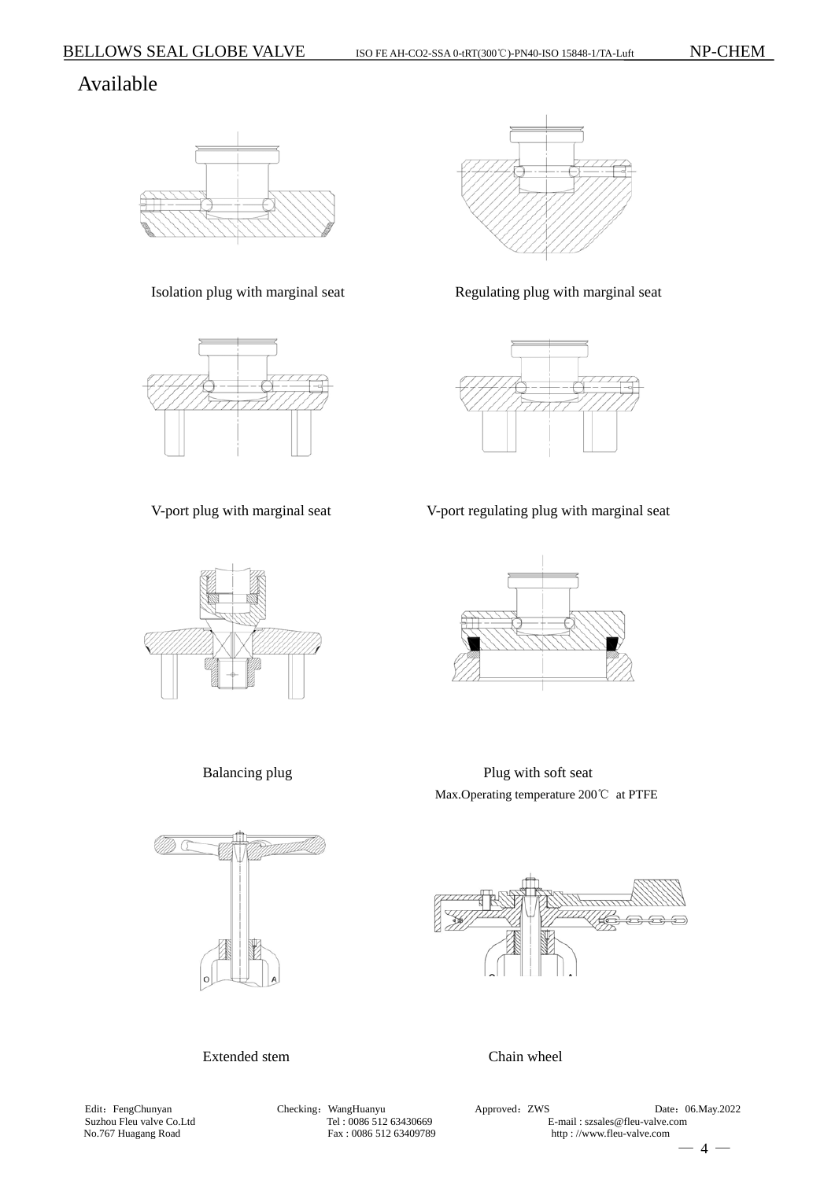# Available

Isolation plug with marginal seat

Regulating plug with marginal seat

V-port plug with marginal seat

V-port regulating plug with marginal seat

Balancing plug

Plug with soft seat

Max.Operating temperature 200℃ at PTFE

Extended stem

Chain wheel

Edit：FengChunyan　　Checking：WangHuanyu　　Approved：ZWS　　Date：06.May.2022

Suzhou Fleu valve Co.Ltd　　Tel : 0086 512 63430669　　E-mail : szsales@fleu-valve.com

No.767 Huagang Road　　Fax : 0086 512 63409789　　http : //www.fleu-valve.com